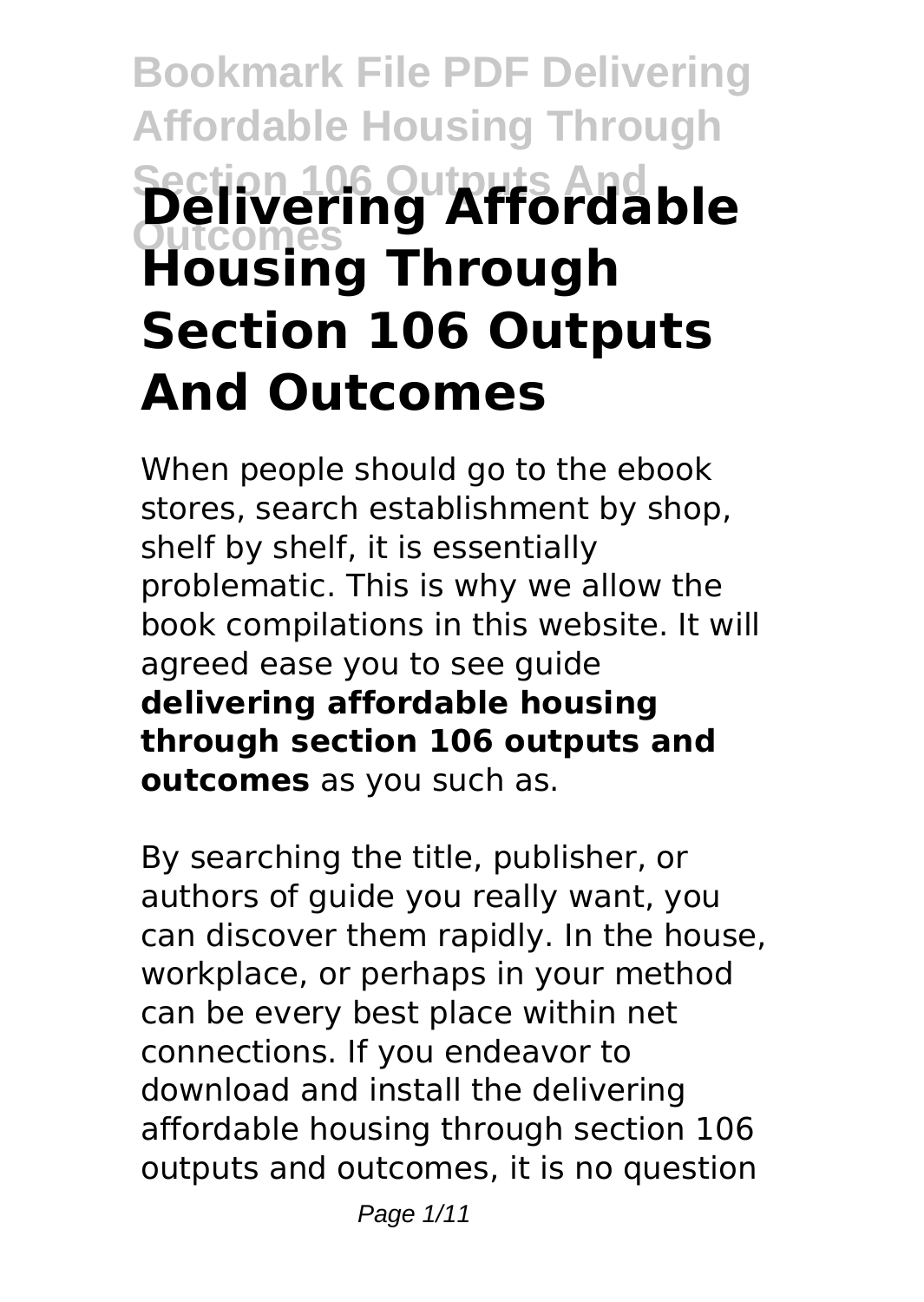# Delivering Affordable Housing Through Section 106 Outputs And Outcomes

When people should go to the ebook stores, search establishment by shop, shelf by shelf, it is essentially problematic. This is why we allow the book compilations in this website. It will agreed ease you to see guide **delivering affordable housing through section 106 outputs and outcomes** as you such as.

By searching the title, publisher, or authors of guide you really want, you can discover them rapidly. In the house, workplace, or perhaps in your method can be every best place within net connections. If you endeavor to download and install the delivering affordable housing through section 106 outputs and outcomes, it is no question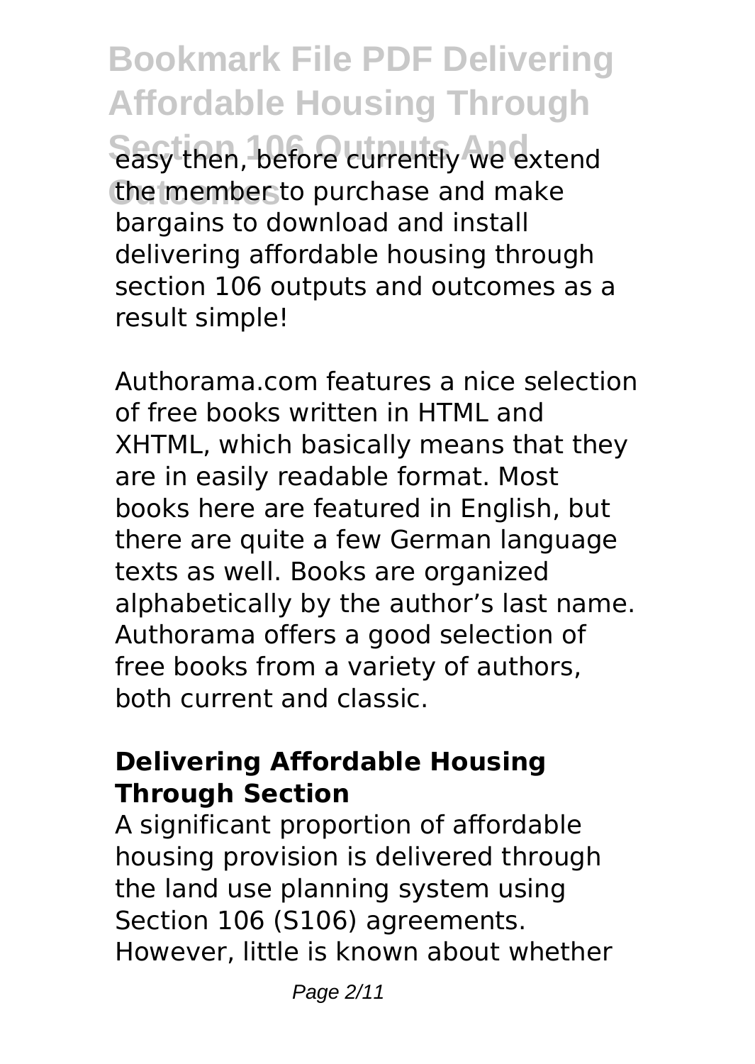easy then, before currently we extend the member to purchase and make bargains to download and install delivering affordable housing through section 106 outputs and outcomes as a result simple!

Authorama.com features a nice selection of free books written in HTML and XHTML, which basically means that they are in easily readable format. Most books here are featured in English, but there are quite a few German language texts as well. Books are organized alphabetically by the author's last name. Authorama offers a good selection of free books from a variety of authors, both current and classic.

### Delivering Affordable Housing Through Section

A significant proportion of affordable housing provision is delivered through the land use planning system using Section 106 (S106) agreements. However, little is known about whether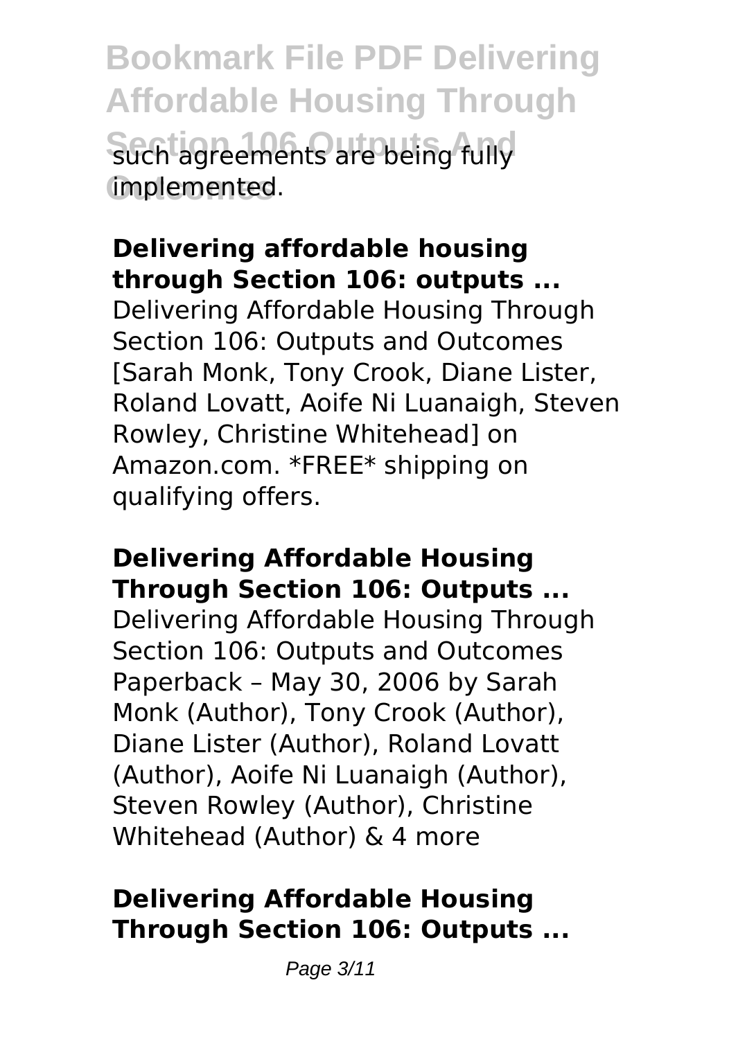such agreements are being fully implemented.

## Delivering affordable housing through Section 106: outputs ...

Delivering Affordable Housing Through Section 106: Outputs and Outcomes [Sarah Monk, Tony Crook, Diane Lister, Roland Lovatt, Aoife Ni Luanaigh, Steven Rowley, Christine Whitehead] on Amazon.com. *FREE* shipping on qualifying offers.

## Delivering Affordable Housing Through Section 106: Outputs ...

Delivering Affordable Housing Through Section 106: Outputs and Outcomes Paperback – May 30, 2006 by Sarah Monk (Author), Tony Crook (Author), Diane Lister (Author), Roland Lovatt (Author), Aoife Ni Luanaigh (Author), Steven Rowley (Author), Christine Whitehead (Author) & 4 more

## Delivering Affordable Housing Through Section 106: Outputs ...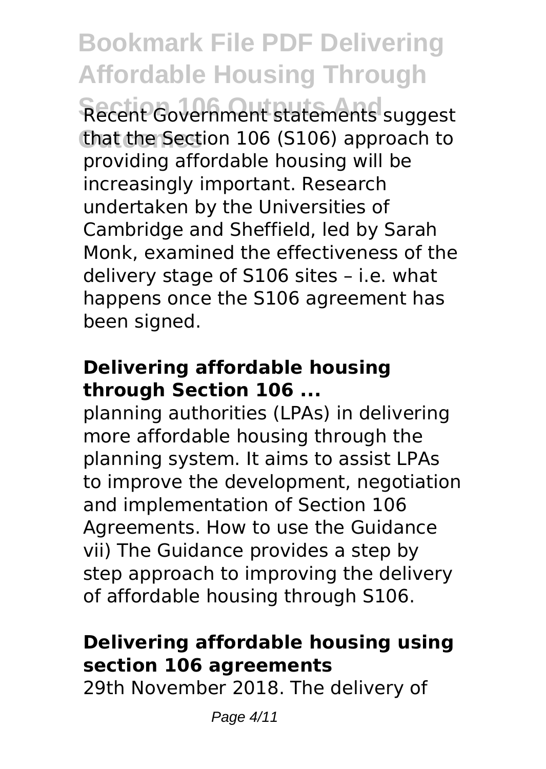Recent Government statements suggest that the Section 106 (S106) approach to providing affordable housing will be increasingly important. Research undertaken by the Universities of Cambridge and Sheffield, led by Sarah Monk, examined the effectiveness of the delivery stage of S106 sites – i.e. what happens once the S106 agreement has been signed.

### Delivering affordable housing through Section 106 ...

planning authorities (LPAs) in delivering more affordable housing through the planning system. It aims to assist LPAs to improve the development, negotiation and implementation of Section 106 Agreements. How to use the Guidance vii) The Guidance provides a step by step approach to improving the delivery of affordable housing through S106.

### Delivering affordable housing using section 106 agreements

29th November 2018. The delivery of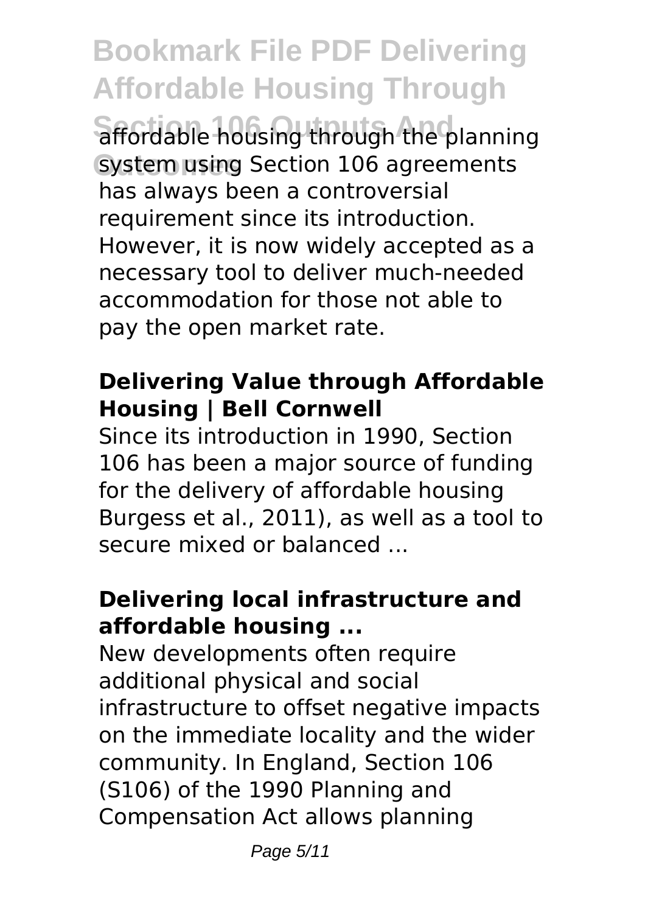affordable housing through the planning system using Section 106 agreements has always been a controversial requirement since its introduction. However, it is now widely accepted as a necessary tool to deliver much-needed accommodation for those not able to pay the open market rate.

### Delivering Value through Affordable Housing | Bell Cornwell

Since its introduction in 1990, Section 106 has been a major source of funding for the delivery of affordable housing Burgess et al., 2011), as well as a tool to secure mixed or balanced ...

### Delivering local infrastructure and affordable housing ...

New developments often require additional physical and social infrastructure to offset negative impacts on the immediate locality and the wider community. In England, Section 106 (S106) of the 1990 Planning and Compensation Act allows planning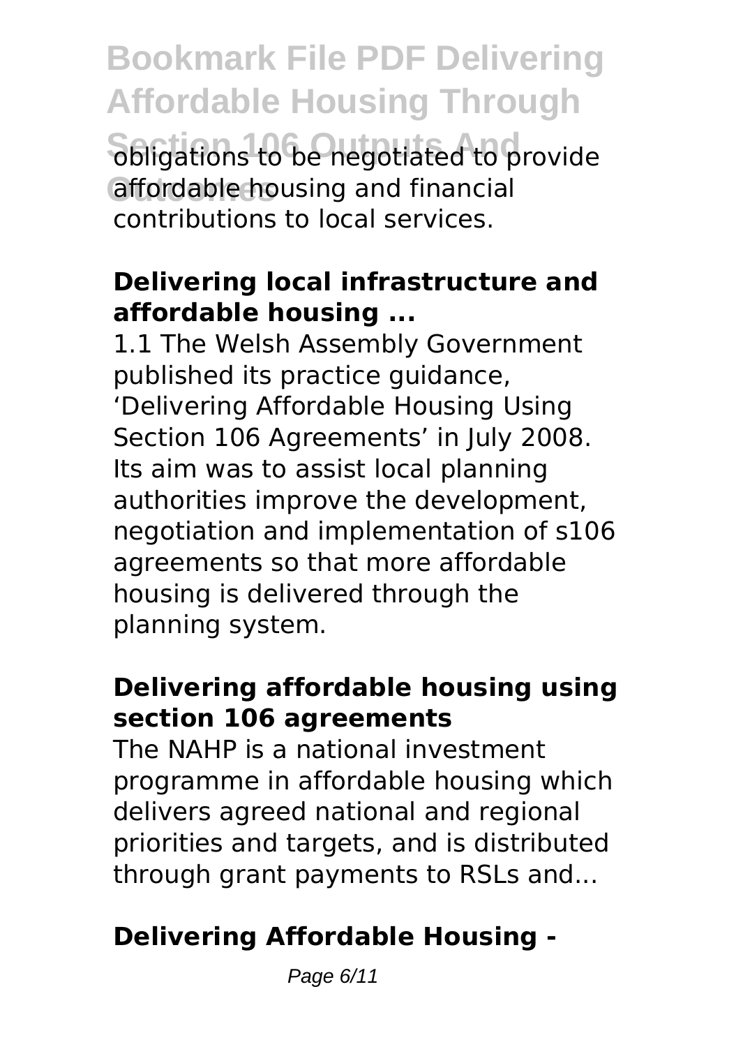obligations to be negotiated to provide affordable housing and financial contributions to local services.

### Delivering local infrastructure and affordable housing ...

1.1 The Welsh Assembly Government published its practice guidance, 'Delivering Affordable Housing Using Section 106 Agreements' in July 2008. Its aim was to assist local planning authorities improve the development, negotiation and implementation of s106 agreements so that more affordable housing is delivered through the planning system.

### Delivering affordable housing using section 106 agreements

The NAHP is a national investment programme in affordable housing which delivers agreed national and regional priorities and targets, and is distributed through grant payments to RSLs and...

### Delivering Affordable Housing -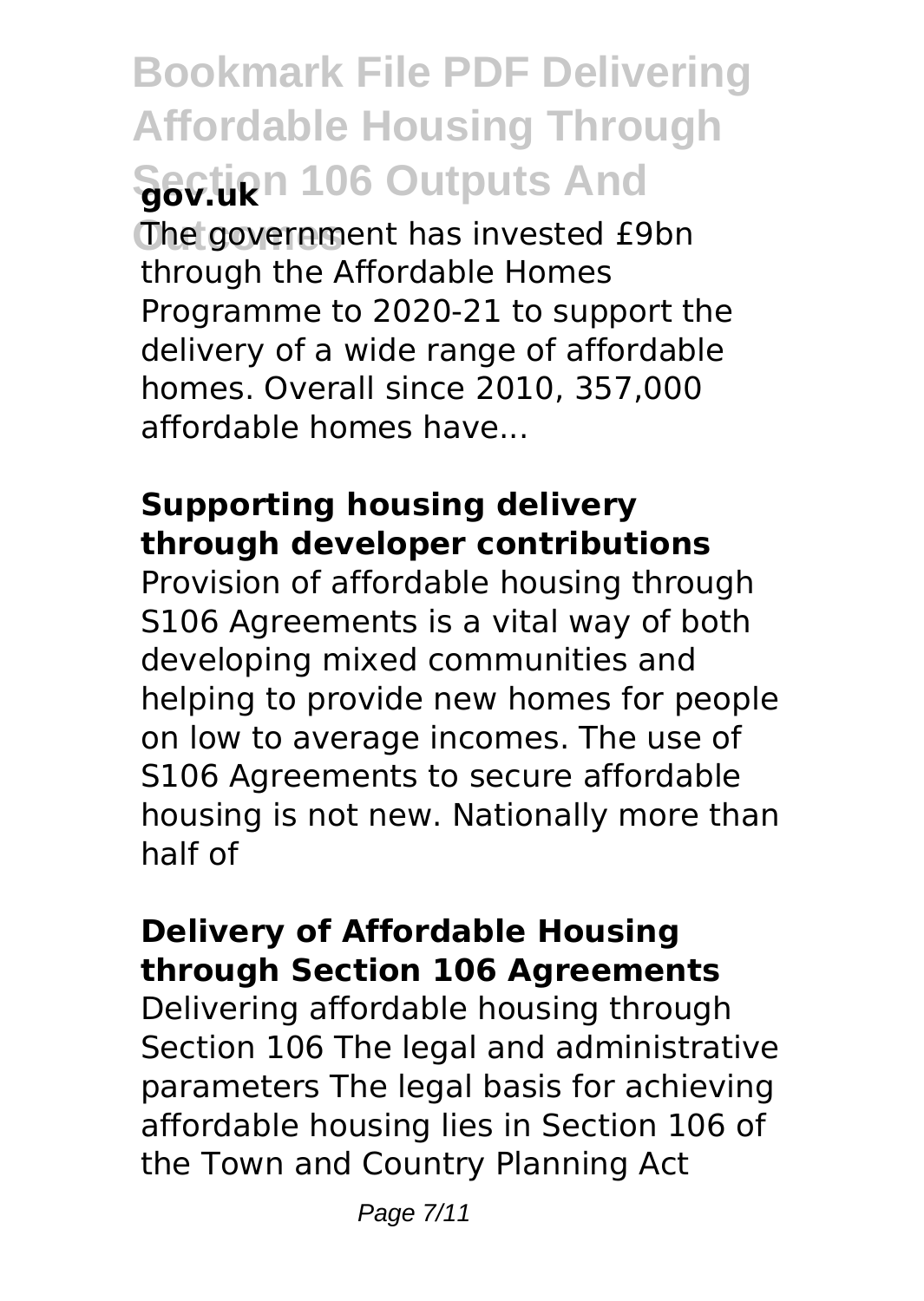**gov.uk**

The government has invested £9bn through the Affordable Homes Programme to 2020-21 to support the delivery of a wide range of affordable homes. Overall since 2010, 357,000 affordable homes have...

**Supporting housing delivery through developer contributions**

Provision of affordable housing through S106 Agreements is a vital way of both developing mixed communities and helping to provide new homes for people on low to average incomes. The use of S106 Agreements to secure affordable housing is not new. Nationally more than half of

**Delivery of Affordable Housing through Section 106 Agreements**

Delivering affordable housing through Section 106 The legal and administrative parameters The legal basis for achieving affordable housing lies in Section 106 of the Town and Country Planning Act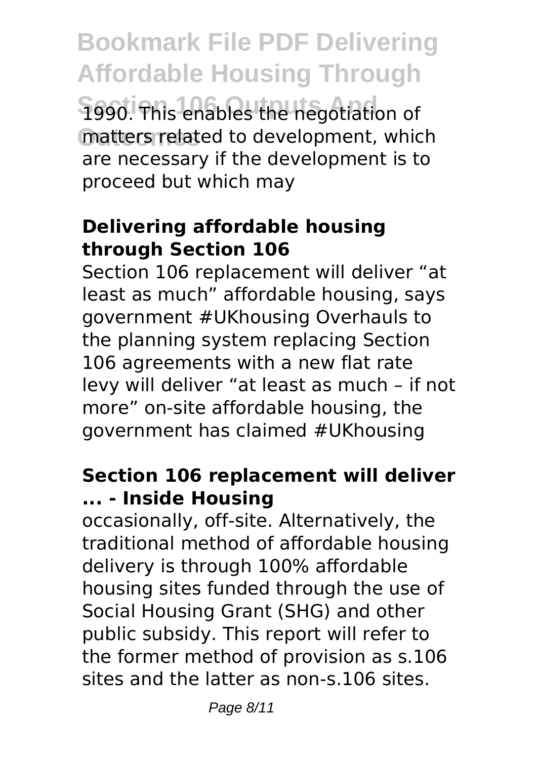1990. This enables the negotiation of matters related to development, which are necessary if the development is to proceed but which may

### Delivering affordable housing through Section 106

Section 106 replacement will deliver "at least as much" affordable housing, says government #UKhousing Overhauls to the planning system replacing Section 106 agreements with a new flat rate levy will deliver "at least as much – if not more" on-site affordable housing, the government has claimed #UKhousing

### Section 106 replacement will deliver ... - Inside Housing

occasionally, off-site. Alternatively, the traditional method of affordable housing delivery is through 100% affordable housing sites funded through the use of Social Housing Grant (SHG) and other public subsidy. This report will refer to the former method of provision as s.106 sites and the latter as non-s.106 sites.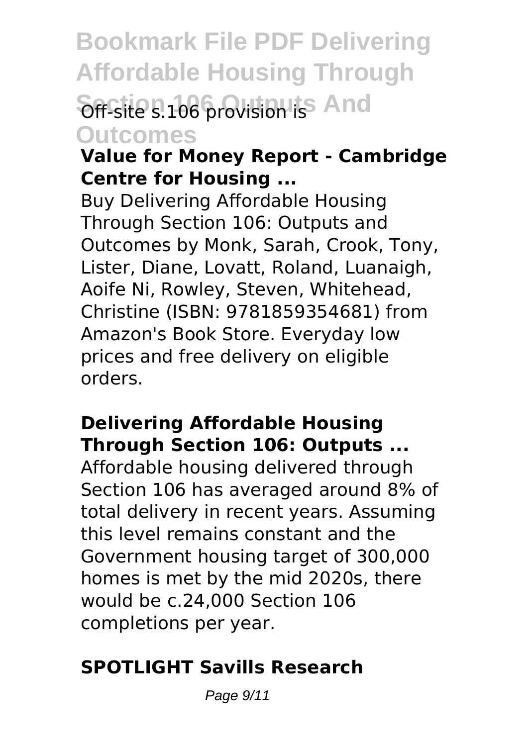Off-site s.106 provision is

### Value for Money Report - Cambridge Centre for Housing ...

Buy Delivering Affordable Housing Through Section 106: Outputs and Outcomes by Monk, Sarah, Crook, Tony, Lister, Diane, Lovatt, Roland, Luanaigh, Aoife Ni, Rowley, Steven, Whitehead, Christine (ISBN: 9781859354681) from Amazon's Book Store. Everyday low prices and free delivery on eligible orders.

### Delivering Affordable Housing Through Section 106: Outputs ...

Affordable housing delivered through Section 106 has averaged around 8% of total delivery in recent years. Assuming this level remains constant and the Government housing target of 300,000 homes is met by the mid 2020s, there would be c.24,000 Section 106 completions per year.

### SPOTLIGHT Savills Research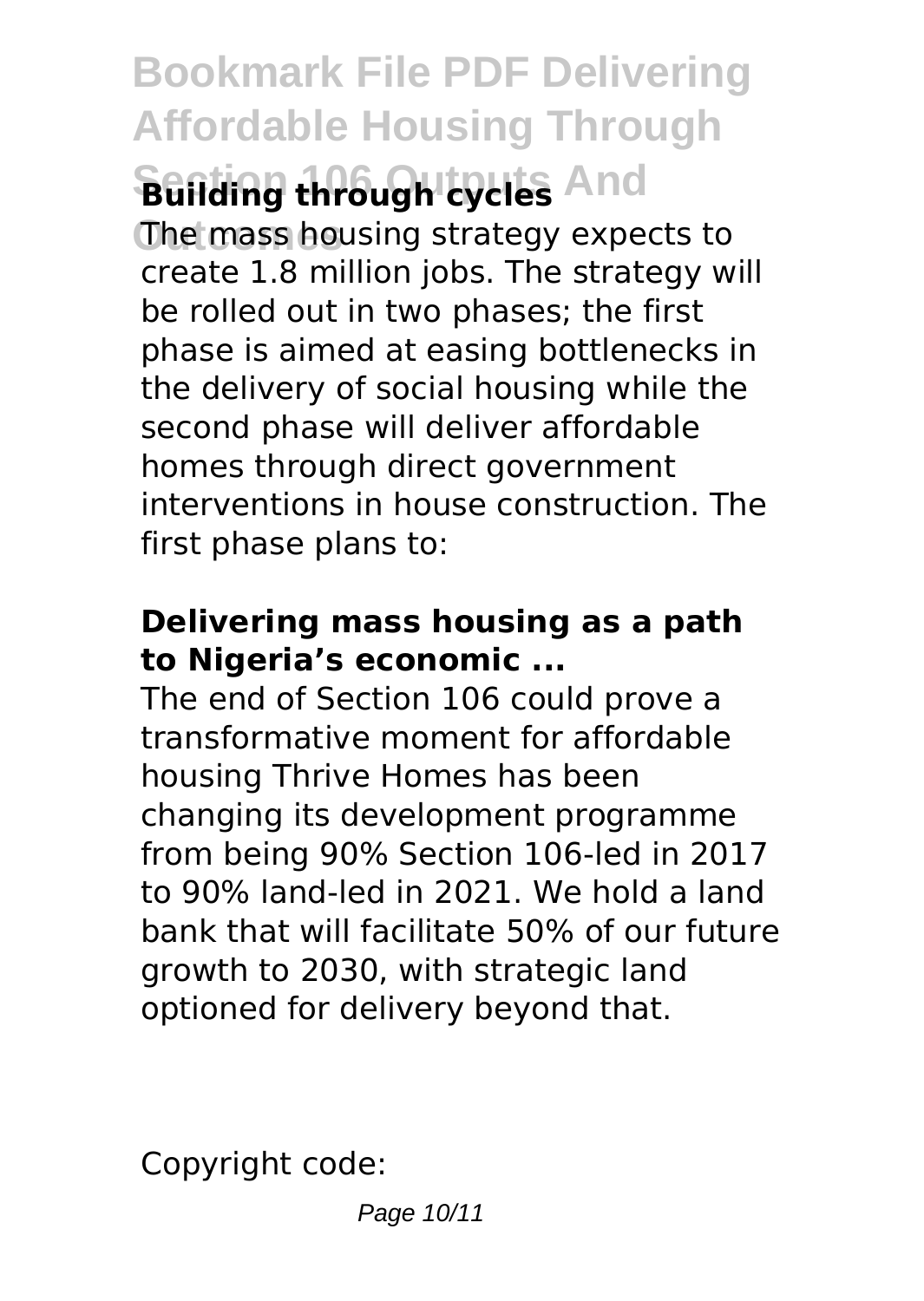**Building through cycles**

The mass housing strategy expects to create 1.8 million jobs. The strategy will be rolled out in two phases; the first phase is aimed at easing bottlenecks in the delivery of social housing while the second phase will deliver affordable homes through direct government interventions in house construction. The first phase plans to:

**Delivering mass housing as a path to Nigeria's economic ...**

The end of Section 106 could prove a transformative moment for affordable housing Thrive Homes has been changing its development programme from being 90% Section 106-led in 2017 to 90% land-led in 2021. We hold a land bank that will facilitate 50% of our future growth to 2030, with strategic land optioned for delivery beyond that.

Copyright code: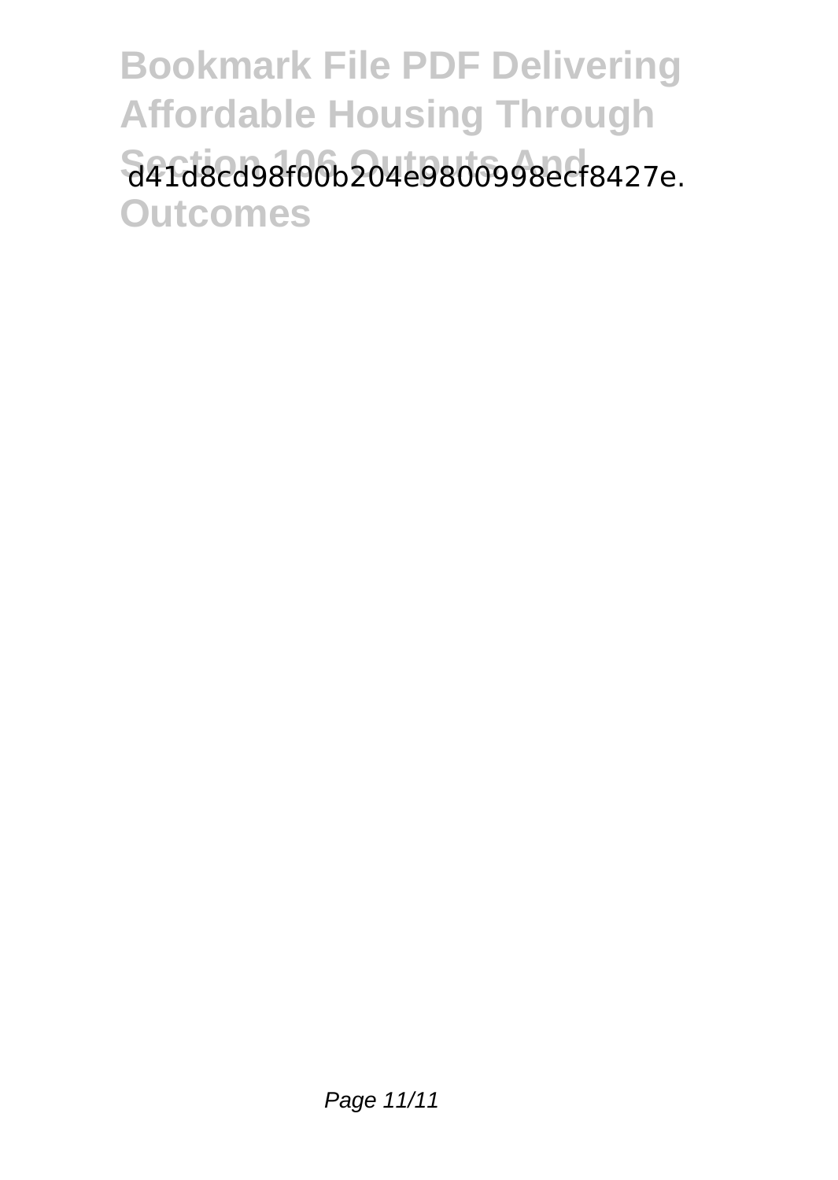d41d8cd98f00b204e9800998ecf8427e.